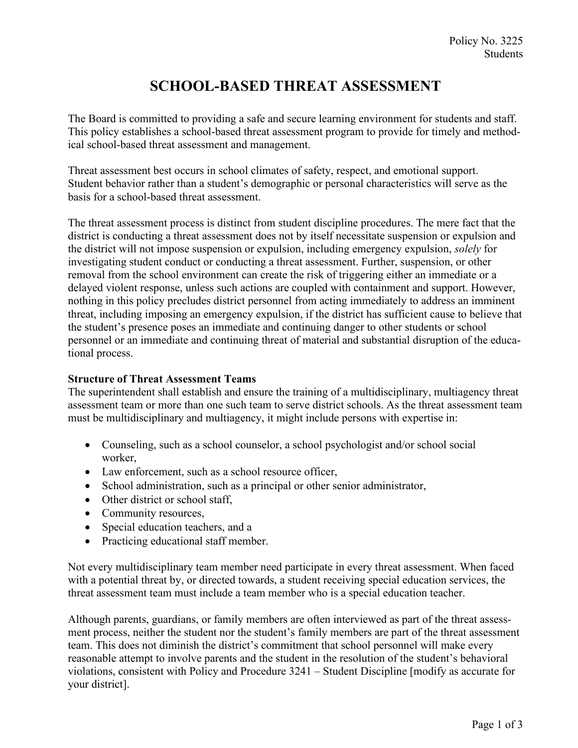Policy No. 3225
Students

# SCHOOL-BASED THREAT ASSESSMENT

The Board is committed to providing a safe and secure learning environment for students and staff. This policy establishes a school-based threat assessment program to provide for timely and methodical school-based threat assessment and management.

Threat assessment best occurs in school climates of safety, respect, and emotional support. Student behavior rather than a student's demographic or personal characteristics will serve as the basis for a school-based threat assessment.

The threat assessment process is distinct from student discipline procedures. The mere fact that the district is conducting a threat assessment does not by itself necessitate suspension or expulsion and the district will not impose suspension or expulsion, including emergency expulsion, *solely* for investigating student conduct or conducting a threat assessment. Further, suspension, or other removal from the school environment can create the risk of triggering either an immediate or a delayed violent response, unless such actions are coupled with containment and support. However, nothing in this policy precludes district personnel from acting immediately to address an imminent threat, including imposing an emergency expulsion, if the district has sufficient cause to believe that the student's presence poses an immediate and continuing danger to other students or school personnel or an immediate and continuing threat of material and substantial disruption of the educational process.

**Structure of Threat Assessment Teams**
The superintendent shall establish and ensure the training of a multidisciplinary, multiagency threat assessment team or more than one such team to serve district schools. As the threat assessment team must be multidisciplinary and multiagency, it might include persons with expertise in:

- Counseling, such as a school counselor, a school psychologist and/or school social worker,
- Law enforcement, such as a school resource officer,
- School administration, such as a principal or other senior administrator,
- Other district or school staff,
- Community resources,
- Special education teachers, and a
- Practicing educational staff member.

Not every multidisciplinary team member need participate in every threat assessment. When faced with a potential threat by, or directed towards, a student receiving special education services, the threat assessment team must include a team member who is a special education teacher.

Although parents, guardians, or family members are often interviewed as part of the threat assessment process, neither the student nor the student's family members are part of the threat assessment team. This does not diminish the district's commitment that school personnel will make every reasonable attempt to involve parents and the student in the resolution of the student's behavioral violations, consistent with Policy and Procedure 3241 – Student Discipline [modify as accurate for your district].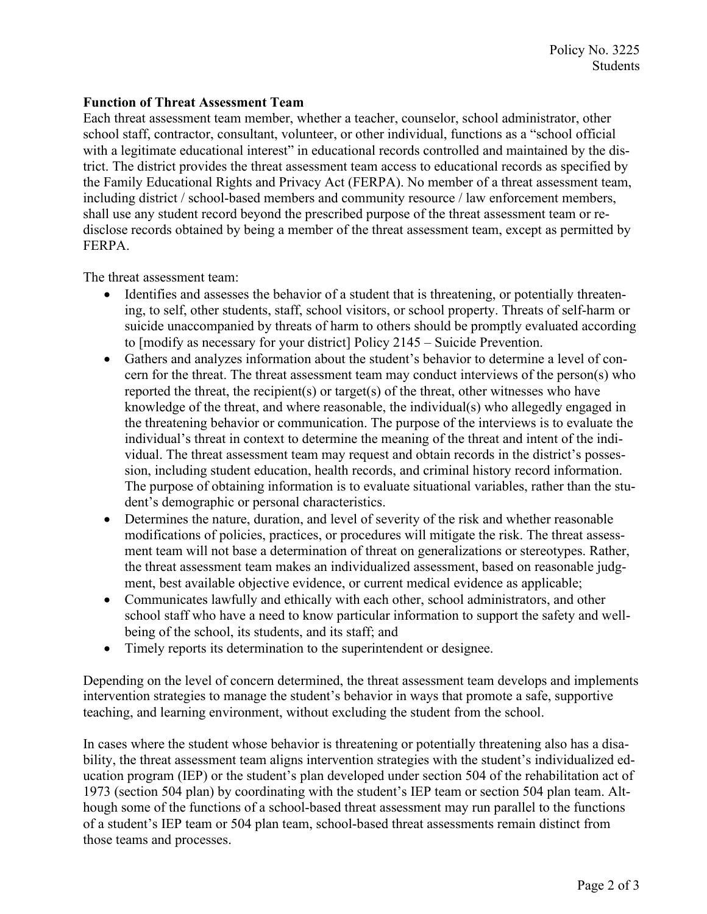### Function of Threat Assessment Team

Each threat assessment team member, whether a teacher, counselor, school administrator, other school staff, contractor, consultant, volunteer, or other individual, functions as a "school official with a legitimate educational interest" in educational records controlled and maintained by the district. The district provides the threat assessment team access to educational records as specified by the Family Educational Rights and Privacy Act (FERPA). No member of a threat assessment team, including district / school-based members and community resource / law enforcement members, shall use any student record beyond the prescribed purpose of the threat assessment team or re-disclose records obtained by being a member of the threat assessment team, except as permitted by FERPA.

The threat assessment team:

- Identifies and assesses the behavior of a student that is threatening, or potentially threatening, to self, other students, staff, school visitors, or school property. Threats of self-harm or suicide unaccompanied by threats of harm to others should be promptly evaluated according to [modify as necessary for your district] Policy 2145 – Suicide Prevention.
- Gathers and analyzes information about the student's behavior to determine a level of concern for the threat. The threat assessment team may conduct interviews of the person(s) who reported the threat, the recipient(s) or target(s) of the threat, other witnesses who have knowledge of the threat, and where reasonable, the individual(s) who allegedly engaged in the threatening behavior or communication. The purpose of the interviews is to evaluate the individual's threat in context to determine the meaning of the threat and intent of the individual. The threat assessment team may request and obtain records in the district's possession, including student education, health records, and criminal history record information. The purpose of obtaining information is to evaluate situational variables, rather than the student's demographic or personal characteristics.
- Determines the nature, duration, and level of severity of the risk and whether reasonable modifications of policies, practices, or procedures will mitigate the risk. The threat assessment team will not base a determination of threat on generalizations or stereotypes. Rather, the threat assessment team makes an individualized assessment, based on reasonable judgment, best available objective evidence, or current medical evidence as applicable;
- Communicates lawfully and ethically with each other, school administrators, and other school staff who have a need to know particular information to support the safety and well-being of the school, its students, and its staff; and
- Timely reports its determination to the superintendent or designee.

Depending on the level of concern determined, the threat assessment team develops and implements intervention strategies to manage the student's behavior in ways that promote a safe, supportive teaching, and learning environment, without excluding the student from the school.

In cases where the student whose behavior is threatening or potentially threatening also has a disability, the threat assessment team aligns intervention strategies with the student's individualized education program (IEP) or the student's plan developed under section 504 of the rehabilitation act of 1973 (section 504 plan) by coordinating with the student's IEP team or section 504 plan team. Although some of the functions of a school-based threat assessment may run parallel to the functions of a student's IEP team or 504 plan team, school-based threat assessments remain distinct from those teams and processes.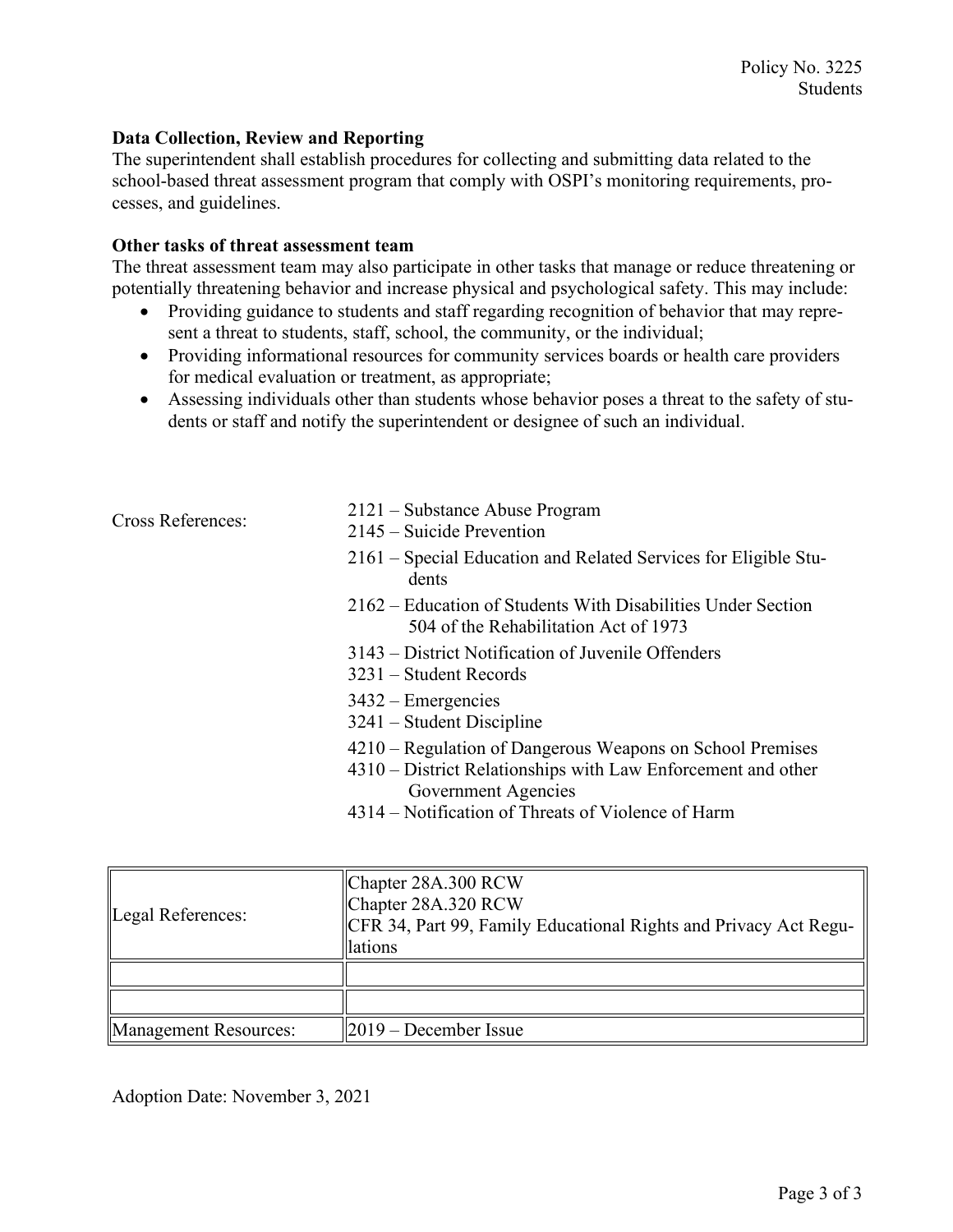**Data Collection, Review and Reporting**
The superintendent shall establish procedures for collecting and submitting data related to the school-based threat assessment program that comply with OSPI's monitoring requirements, processes, and guidelines.

**Other tasks of threat assessment team**
The threat assessment team may also participate in other tasks that manage or reduce threatening or potentially threatening behavior and increase physical and psychological safety. This may include:

- Providing guidance to students and staff regarding recognition of behavior that may represent a threat to students, staff, school, the community, or the individual;
- Providing informational resources for community services boards or health care providers for medical evaluation or treatment, as appropriate;
- Assessing individuals other than students whose behavior poses a threat to the safety of students or staff and notify the superintendent or designee of such an individual.

Cross References:

2121 – Substance Abuse Program
2145 – Suicide Prevention
2161 – Special Education and Related Services for Eligible Students
2162 – Education of Students With Disabilities Under Section 504 of the Rehabilitation Act of 1973
3143 – District Notification of Juvenile Offenders
3231 – Student Records
3432 – Emergencies
3241 – Student Discipline
4210 – Regulation of Dangerous Weapons on School Premises
4310 – District Relationships with Law Enforcement and other Government Agencies
4314 – Notification of Threats of Violence of Harm

| | |
|---|---|
| Legal References: | Chapter 28A.300 RCW<br>Chapter 28A.320 RCW<br>CFR 34, Part 99, Family Educational Rights and Privacy Act Regulations |
| | |
| | |
| Management Resources: | 2019 – December Issue |

Adoption Date: November 3, 2021